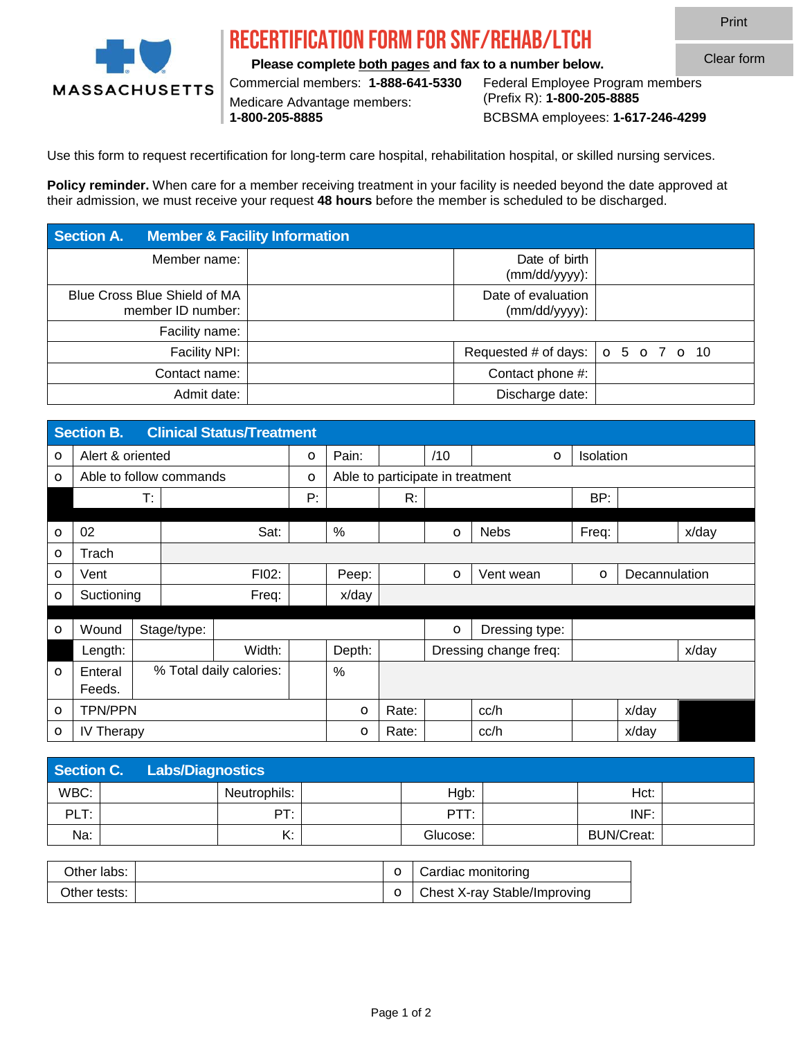MASSACHUSETTS

# RECERTIFICATION FORM FOR SNF/REHAB/LTCH

**Please complete both pages and fax to a number below.**

Commercial members: **1-888-641-5330**
Medicare Advantage members: **1-800-205-8885**
Federal Employee Program members (Prefix R): **1-800-205-8885**
BCBSMA employees: **1-617-246-4299**

Use this form to request recertification for long-term care hospital, rehabilitation hospital, or skilled nursing services.

**Policy reminder.** When care for a member receiving treatment in your facility is needed beyond the date approved at their admission, we must receive your request **48 hours** before the member is scheduled to be discharged.

## Section A. Member & Facility Information

| | | | |
|---|---|---|---|
| Member name: | | Date of birth (mm/dd/yyyy): | |
| Blue Cross Blue Shield of MA member ID number: | | Date of evaluation (mm/dd/yyyy): | |
| Facility name: | | | |
| Facility NPI: | | Requested # of days: | o 5 o 7 o 10 |
| Contact name: | | Contact phone #: | |
| Admit date: | | Discharge date: | |

## Section B. Clinical Status/Treatment

| | | | | | | | | | |
|---|---|---|---|---|---|---|---|---|---|
| o | Alert & oriented | | o | Pain: | | /10 | o | Isolation | |
| o | Able to follow commands | | o | Able to participate in treatment | | | | | |
| | T: | | P: | | R: | | BP: | | |
| o | 02 | Sat: | | % | | o | Nebs | Freq: | x/day |
| o | Trach | | | | | | | | |
| o | Vent | FI02: | | Peep: | | o | Vent wean | o | Decannulation |
| o | Suctioning | Freq: | | x/day | | | | | |
| o | Wound | Stage/type: | | | | o | Dressing type: | | |
| | Length: | | Width: | | Depth: | | Dressing change freq: | | x/day |
| o | Enteral Feeds. | % Total daily calories: | | % | | | | | |
| o | TPN/PPN | | o | Rate: | | cc/h | | x/day | |
| o | IV Therapy | | o | Rate: | | cc/h | | x/day | |

## Section C. Labs/Diagnostics

| | | | | | | | |
|---|---|---|---|---|---|---|---|
| WBC: | | Neutrophils: | | Hgb: | | Hct: | |
| PLT: | | PT: | | PTT: | | INF: | |
| Na: | | K: | | Glucose: | | BUN/Creat: | |

| | | | |
|---|---|---|---|
| Other labs: | | o | Cardiac monitoring |
| Other tests: | | o | Chest X-ray Stable/Improving |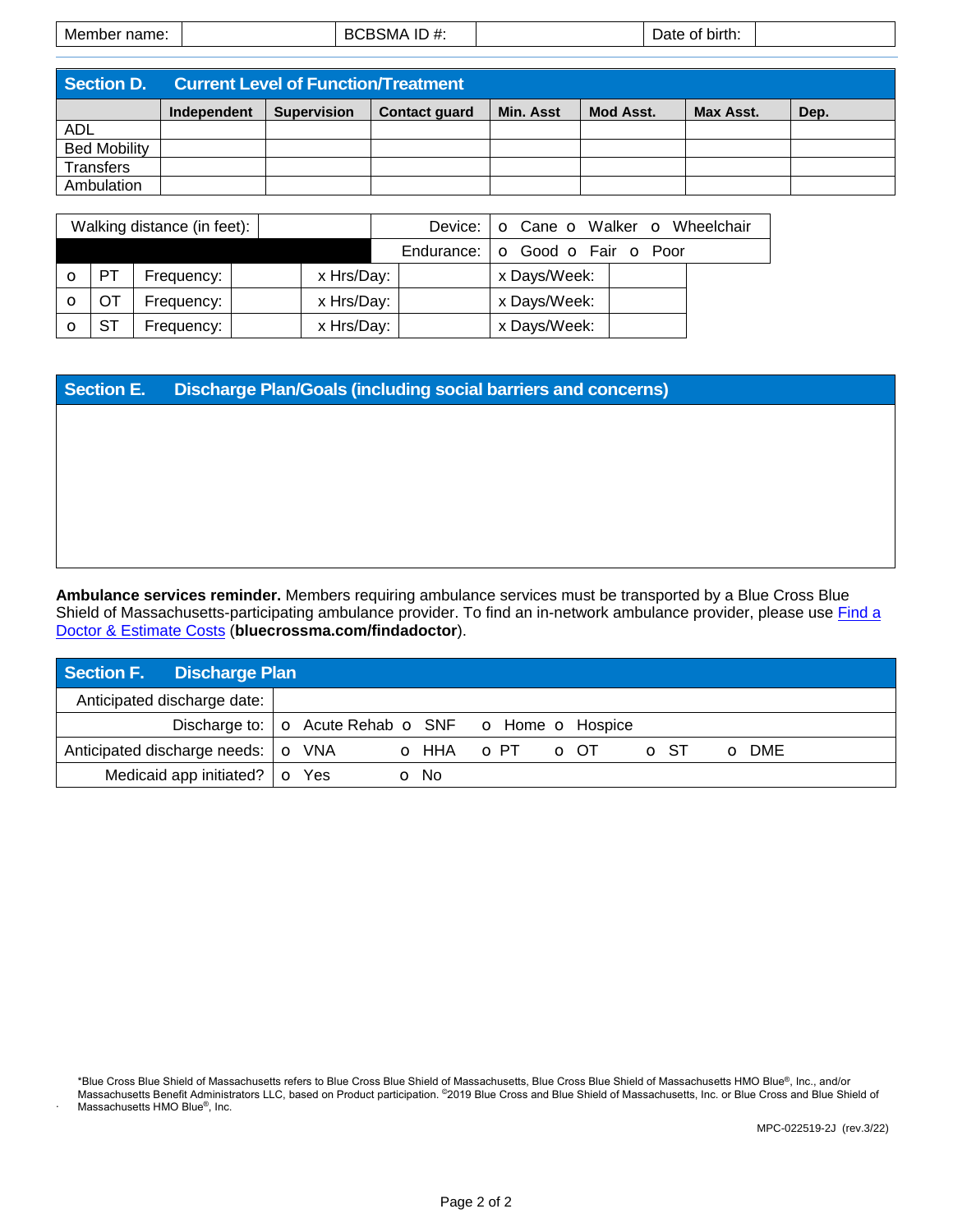| Member name: | | BCBSMA ID #: | | Date of birth: | |
|---|---|---|---|---|---|

## Section D. Current Level of Function/Treatment

| | Independent | Supervision | Contact guard | Min. Asst | Mod Asst. | Max Asst. | Dep. |
|---|---|---|---|---|---|---|---|
| ADL | | | | | | | |
| Bed Mobility | | | | | | | |
| Transfers | | | | | | | |
| Ambulation | | | | | | | |

| | | | | | | |
|---|---|---|---|---|---|---|
| Walking distance (in feet): | | | | Device: | o Cane o Walker o Wheelchair | |
| | | | | Endurance: | o Good o Fair o Poor | |
| o PT | Frequency: | | x Hrs/Day: | | x Days/Week: | |
| o OT | Frequency: | | x Hrs/Day: | | x Days/Week: | |
| o ST | Frequency: | | x Hrs/Day: | | x Days/Week: | |

## Section E. Discharge Plan/Goals (including social barriers and concerns)

**Ambulance services reminder.** Members requiring ambulance services must be transported by a Blue Cross Blue Shield of Massachusetts-participating ambulance provider. To find an in-network ambulance provider, please use Find a Doctor & Estimate Costs (**bluecrossma.com/findadoctor**).

## Section F. Discharge Plan

| | |
|---|---|
| Anticipated discharge date: | |
| Discharge to: | o Acute Rehab o SNF o Home o Hospice |
| Anticipated discharge needs: | o VNA o HHA o PT o OT o ST o DME |
| Medicaid app initiated? | o Yes o No |

*Blue Cross Blue Shield of Massachusetts refers to Blue Cross Blue Shield of Massachusetts, Blue Cross Blue Shield of Massachusetts HMO Blue®, Inc., and/or Massachusetts Benefit Administrators LLC, based on Product participation. ©2019 Blue Cross and Blue Shield of Massachusetts, Inc. or Blue Cross and Blue Shield of Massachusetts HMO Blue®, Inc.

MPC-022519-2J (rev.3/22)